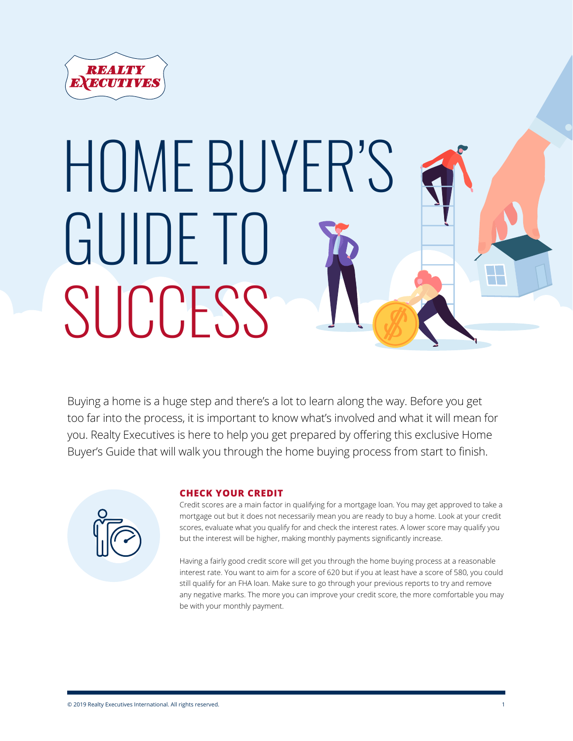REALTY EXECUTIVES

# HOME BUYER'S GUIDE TO SUCCESS

Buying a home is a huge step and there's a lot to learn along the way. Before you get too far into the process, it is important to know what's involved and what it will mean for you. Realty Executives is here to help you get prepared by offering this exclusive Home Buyer's Guide that will walk you through the home buying process from start to finish.

## CHECK YOUR CREDIT

Credit scores are a main factor in qualifying for a mortgage loan. You may get approved to take a mortgage out but it does not necessarily mean you are ready to buy a home. Look at your credit scores, evaluate what you qualify for and check the interest rates. A lower score may qualify you but the interest will be higher, making monthly payments significantly increase.

Having a fairly good credit score will get you through the home buying process at a reasonable interest rate. You want to aim for a score of 620 but if you at least have a score of 580, you could still qualify for an FHA loan. Make sure to go through your previous reports to try and remove any negative marks. The more you can improve your credit score, the more comfortable you may be with your monthly payment.

© 2019 Realty Executives International. All rights reserved.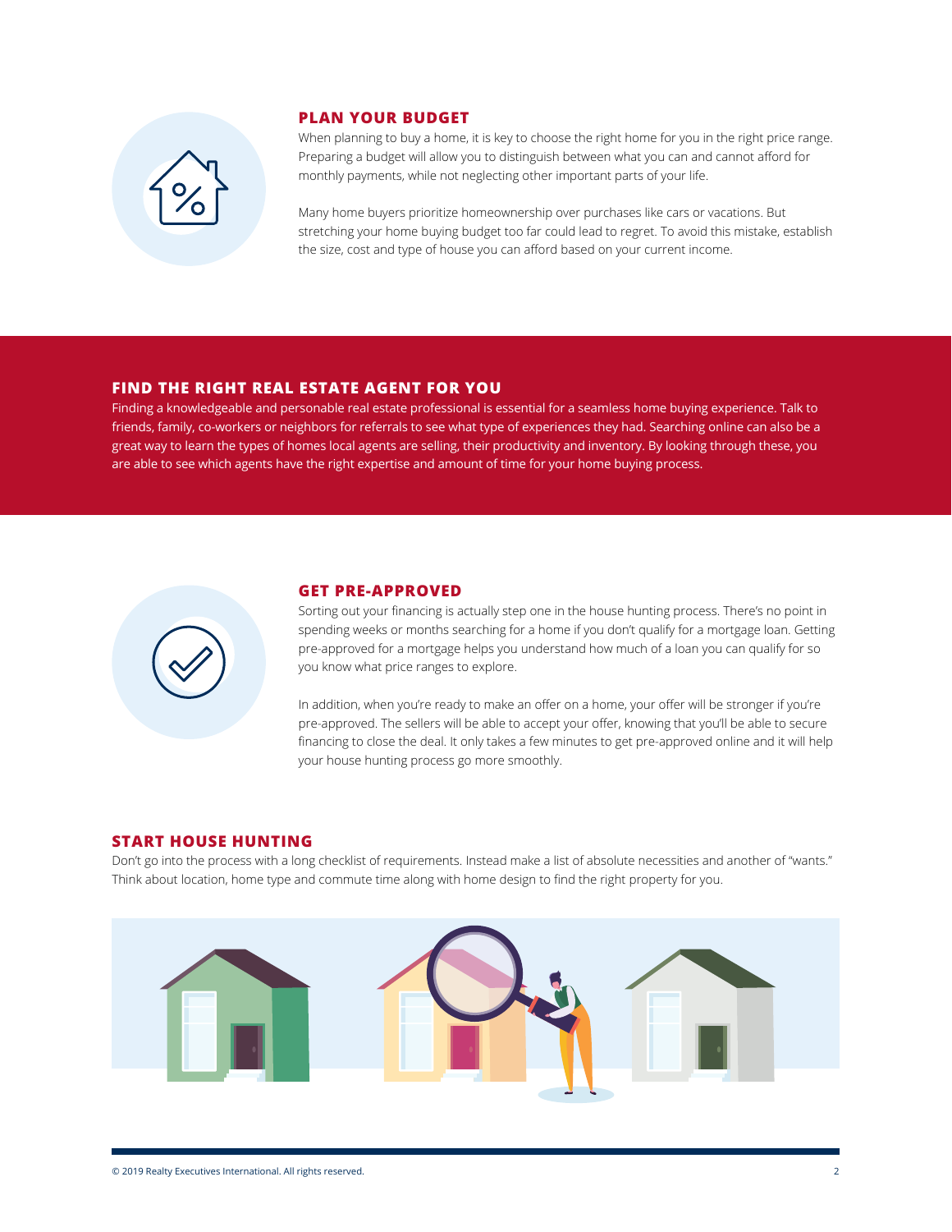## PLAN YOUR BUDGET

When planning to buy a home, it is key to choose the right home for you in the right price range. Preparing a budget will allow you to distinguish between what you can and cannot afford for monthly payments, while not neglecting other important parts of your life.

Many home buyers prioritize homeownership over purchases like cars or vacations. But stretching your home buying budget too far could lead to regret. To avoid this mistake, establish the size, cost and type of house you can afford based on your current income.

## FIND THE RIGHT REAL ESTATE AGENT FOR YOU

Finding a knowledgeable and personable real estate professional is essential for a seamless home buying experience. Talk to friends, family, co-workers or neighbors for referrals to see what type of experiences they had. Searching online can also be a great way to learn the types of homes local agents are selling, their productivity and inventory. By looking through these, you are able to see which agents have the right expertise and amount of time for your home buying process.

## GET PRE-APPROVED

Sorting out your financing is actually step one in the house hunting process. There's no point in spending weeks or months searching for a home if you don't qualify for a mortgage loan. Getting pre-approved for a mortgage helps you understand how much of a loan you can qualify for so you know what price ranges to explore.

In addition, when you're ready to make an offer on a home, your offer will be stronger if you're pre-approved. The sellers will be able to accept your offer, knowing that you'll be able to secure financing to close the deal. It only takes a few minutes to get pre-approved online and it will help your house hunting process go more smoothly.

## START HOUSE HUNTING

Don't go into the process with a long checklist of requirements. Instead make a list of absolute necessities and another of "wants." Think about location, home type and commute time along with home design to find the right property for you.

© 2019 Realty Executives International. All rights reserved.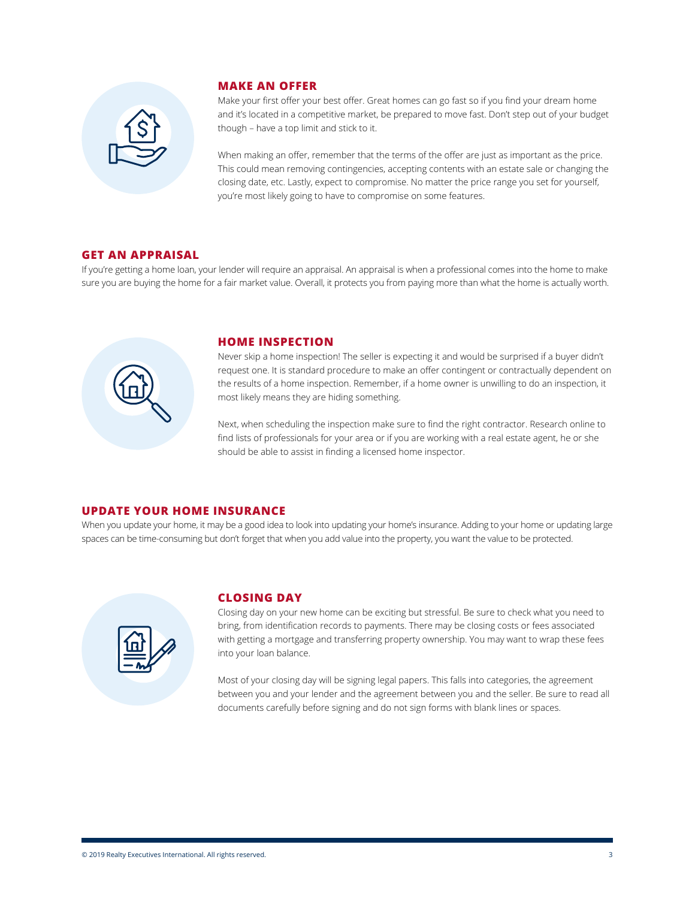## MAKE AN OFFER

Make your first offer your best offer. Great homes can go fast so if you find your dream home and it's located in a competitive market, be prepared to move fast. Don't step out of your budget though – have a top limit and stick to it.

When making an offer, remember that the terms of the offer are just as important as the price. This could mean removing contingencies, accepting contents with an estate sale or changing the closing date, etc. Lastly, expect to compromise. No matter the price range you set for yourself, you're most likely going to have to compromise on some features.

## GET AN APPRAISAL

If you're getting a home loan, your lender will require an appraisal. An appraisal is when a professional comes into the home to make sure you are buying the home for a fair market value. Overall, it protects you from paying more than what the home is actually worth.

## HOME INSPECTION

Never skip a home inspection! The seller is expecting it and would be surprised if a buyer didn't request one. It is standard procedure to make an offer contingent or contractually dependent on the results of a home inspection. Remember, if a home owner is unwilling to do an inspection, it most likely means they are hiding something.

Next, when scheduling the inspection make sure to find the right contractor. Research online to find lists of professionals for your area or if you are working with a real estate agent, he or she should be able to assist in finding a licensed home inspector.

## UPDATE YOUR HOME INSURANCE

When you update your home, it may be a good idea to look into updating your home's insurance. Adding to your home or updating large spaces can be time-consuming but don't forget that when you add value into the property, you want the value to be protected.

## CLOSING DAY

Closing day on your new home can be exciting but stressful. Be sure to check what you need to bring, from identification records to payments. There may be closing costs or fees associated with getting a mortgage and transferring property ownership. You may want to wrap these fees into your loan balance.

Most of your closing day will be signing legal papers. This falls into categories, the agreement between you and your lender and the agreement between you and the seller. Be sure to read all documents carefully before signing and do not sign forms with blank lines or spaces.

© 2019 Realty Executives International. All rights reserved.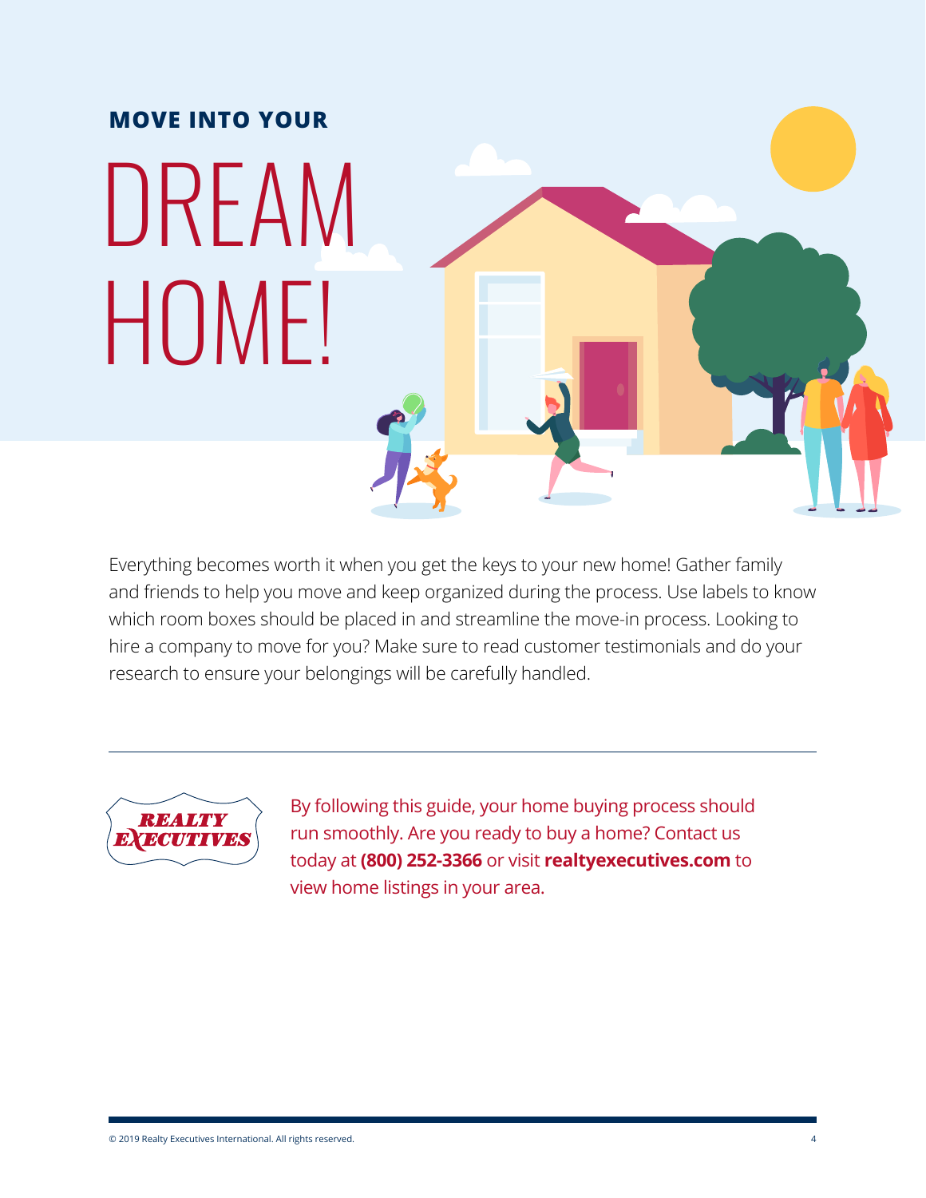**MOVE INTO YOUR**

# DREAM HOME!

Everything becomes worth it when you get the keys to your new home! Gather family and friends to help you move and keep organized during the process. Use labels to know which room boxes should be placed in and streamline the move-in process. Looking to hire a company to move for you? Make sure to read customer testimonials and do your research to ensure your belongings will be carefully handled.

---

REALTY EXECUTIVES

By following this guide, your home buying process should run smoothly. Are you ready to buy a home? Contact us today at **(800) 252-3366** or visit **realtyexecutives.com** to view home listings in your area.

© 2019 Realty Executives International. All rights reserved.